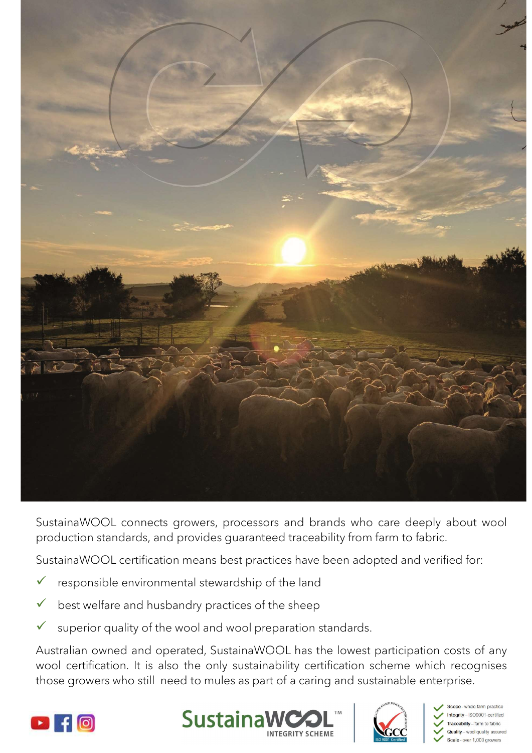SustainaWOOL connects growers, processors and brands who care deeply about wool production standards, and provides guaranteed traceability from farm to fabric.

SustainaWOOL certification means best practices have been adopted and verified for:

- ✓ responsible environmental stewardship of the land
- ✓ best welfare and husbandry practices of the sheep
- ✓ superior quality of the wool and wool preparation standards.

Australian owned and operated, SustainaWOOL has the lowest participation costs of any wool certification. It is also the only sustainability certification scheme which recognises those growers who still need to mules as part of a caring and sustainable enterprise.

SustainaWOOL™ INTEGRITY SCHEME

GCC ISO 9001 Certified

- ✓ Scope – whole farm practice
- ✓ Integrity – ISO9001-certified
- ✓ Traceability – farm to fabric
- ✓ Quality – wool quality assured
- ✓ Scale – over 1,000 growers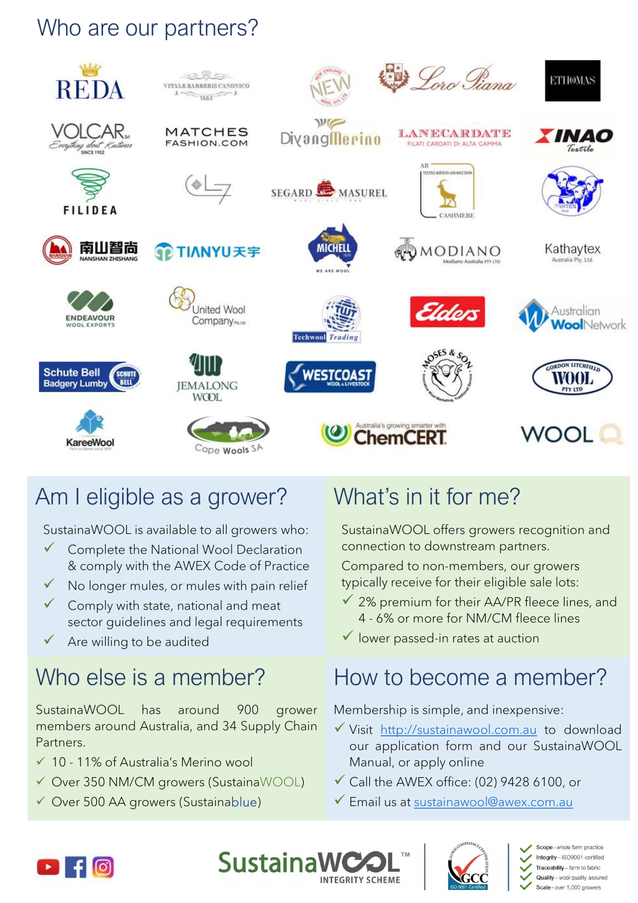# Who are our partners?

REDA, Vitale Barberis Canonico 1663, New England Wool Pty Ltd, Loro Piana, Ethomas, Volcar Srl, Matches Fashion.com, DiyangMerino, Lanecardate, Inao Textile, Filidea, Segard Masurel, AB Textile Services and Solutions Cashmere, 南山智尚 Nanshan Zhishang, TIANYU天宇, Michell, Modiano, Kathaytex Australia Pty. Ltd, Endeavour Wool Exports, United Wool Company Pty Ltd, Techwool Trading, Elders, Australian Wool Network, Schute Bell Badgery Lumby, Jemalong Wool, Westcoast Wool & Livestock, Moses & Son, Gordon Litchfield Wool Pty Ltd, KareeWool, Cape Wools SA, ChemCERT, WOOL Q

## Am I eligible as a grower?

SustainaWOOL is available to all growers who:

- ✓ Complete the National Wool Declaration & comply with the AWEX Code of Practice
- ✓ No longer mules, or mules with pain relief
- ✓ Comply with state, national and meat sector guidelines and legal requirements
- ✓ Are willing to be audited

## What's in it for me?

SustainaWOOL offers growers recognition and connection to downstream partners.

Compared to non-members, our growers typically receive for their eligible sale lots:

- ✓ 2% premium for their AA/PR fleece lines, and 4 - 6% or more for NM/CM fleece lines
- ✓ lower passed-in rates at auction

## Who else is a member?

SustainaWOOL has around 900 grower members around Australia, and 34 Supply Chain Partners.

- ✓ 10 - 11% of Australia's Merino wool
- ✓ Over 350 NM/CM growers (SustainaWOOL)
- ✓ Over 500 AA growers (Sustainablue)

## How to become a member?

Membership is simple, and inexpensive:

- ✓ Visit http://sustainawool.com.au to download our application form and our SustainaWOOL Manual, or apply online
- ✓ Call the AWEX office: (02) 9428 6100, or
- ✓ Email us at sustainawool@awex.com.au

SustainaWOOL™ INTEGRITY SCHEME

GCC ISO 9001 Certified

- Scope – whole farm practice
- Integrity – ISO9001-certified
- Traceability – farm to fabric
- Quality – wool quality assured
- Scale – over 1,000 growers